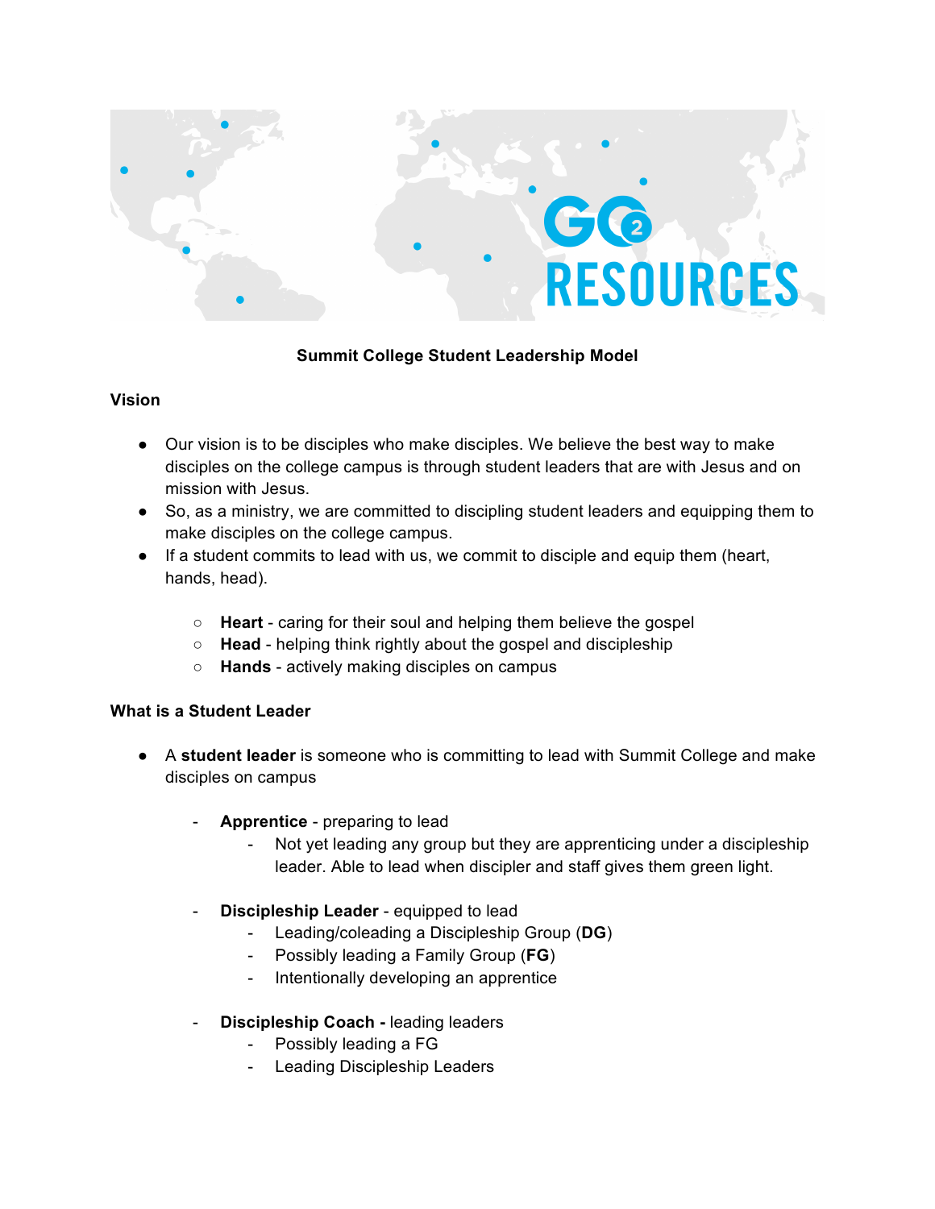**Summit College Student Leadership Model**

**Vision**

- Our vision is to be disciples who make disciples. We believe the best way to make disciples on the college campus is through student leaders that are with Jesus and on mission with Jesus.
- So, as a ministry, we are committed to discipling student leaders and equipping them to make disciples on the college campus.
- If a student commits to lead with us, we commit to disciple and equip them (heart, hands, head).
    - **Heart** - caring for their soul and helping them believe the gospel
    - **Head** - helping think rightly about the gospel and discipleship
    - **Hands** - actively making disciples on campus

**What is a Student Leader**

- A **student leader** is someone who is committing to lead with Summit College and make disciples on campus
    - **Apprentice** - preparing to lead
        - Not yet leading any group but they are apprenticing under a discipleship leader. Able to lead when discipler and staff gives them green light.
    - **Discipleship Leader** - equipped to lead
        - Leading/coleading a Discipleship Group (**DG**)
        - Possibly leading a Family Group (**FG**)
        - Intentionally developing an apprentice
    - **Discipleship Coach -** leading leaders
        - Possibly leading a FG
        - Leading Discipleship Leaders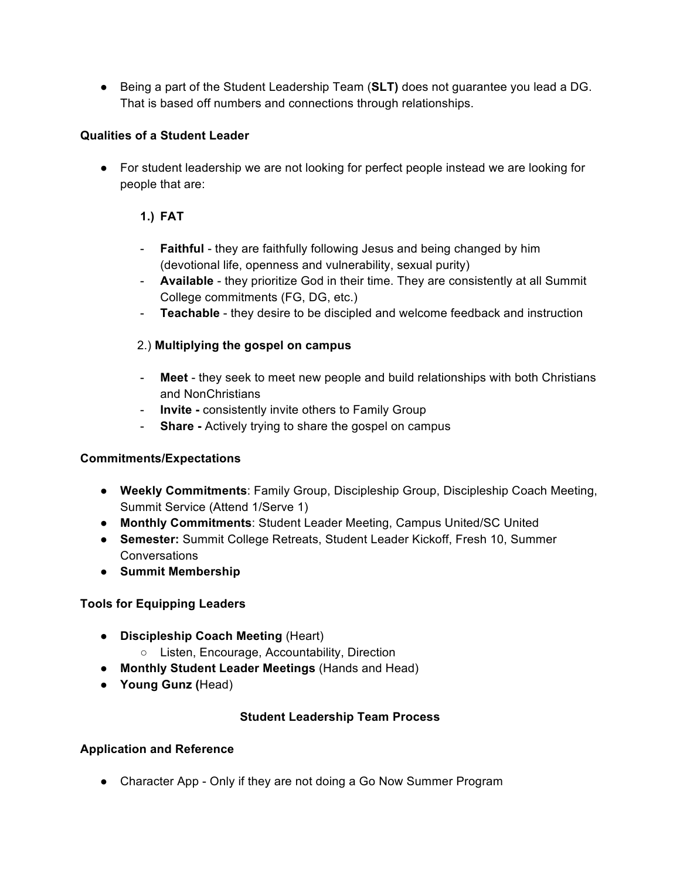- Being a part of the Student Leadership Team (**SLT)** does not guarantee you lead a DG. That is based off numbers and connections through relationships.

**Qualities of a Student Leader**

- For student leadership we are not looking for perfect people instead we are looking for people that are:

  **1.) FAT**

  - **Faithful** - they are faithfully following Jesus and being changed by him (devotional life, openness and vulnerability, sexual purity)
  - **Available** - they prioritize God in their time. They are consistently at all Summit College commitments (FG, DG, etc.)
  - **Teachable** - they desire to be discipled and welcome feedback and instruction

  2.) **Multiplying the gospel on campus**

  - **Meet** - they seek to meet new people and build relationships with both Christians and NonChristians
  - **Invite -** consistently invite others to Family Group
  - **Share -** Actively trying to share the gospel on campus

**Commitments/Expectations**

- **Weekly Commitments**: Family Group, Discipleship Group, Discipleship Coach Meeting, Summit Service (Attend 1/Serve 1)
- **Monthly Commitments**: Student Leader Meeting, Campus United/SC United
- **Semester:** Summit College Retreats, Student Leader Kickoff, Fresh 10, Summer Conversations
- **Summit Membership**

**Tools for Equipping Leaders**

- **Discipleship Coach Meeting** (Heart)
  - Listen, Encourage, Accountability, Direction
- **Monthly Student Leader Meetings** (Hands and Head)
- **Young Gunz (**Head)

**Student Leadership Team Process**

**Application and Reference**

- Character App - Only if they are not doing a Go Now Summer Program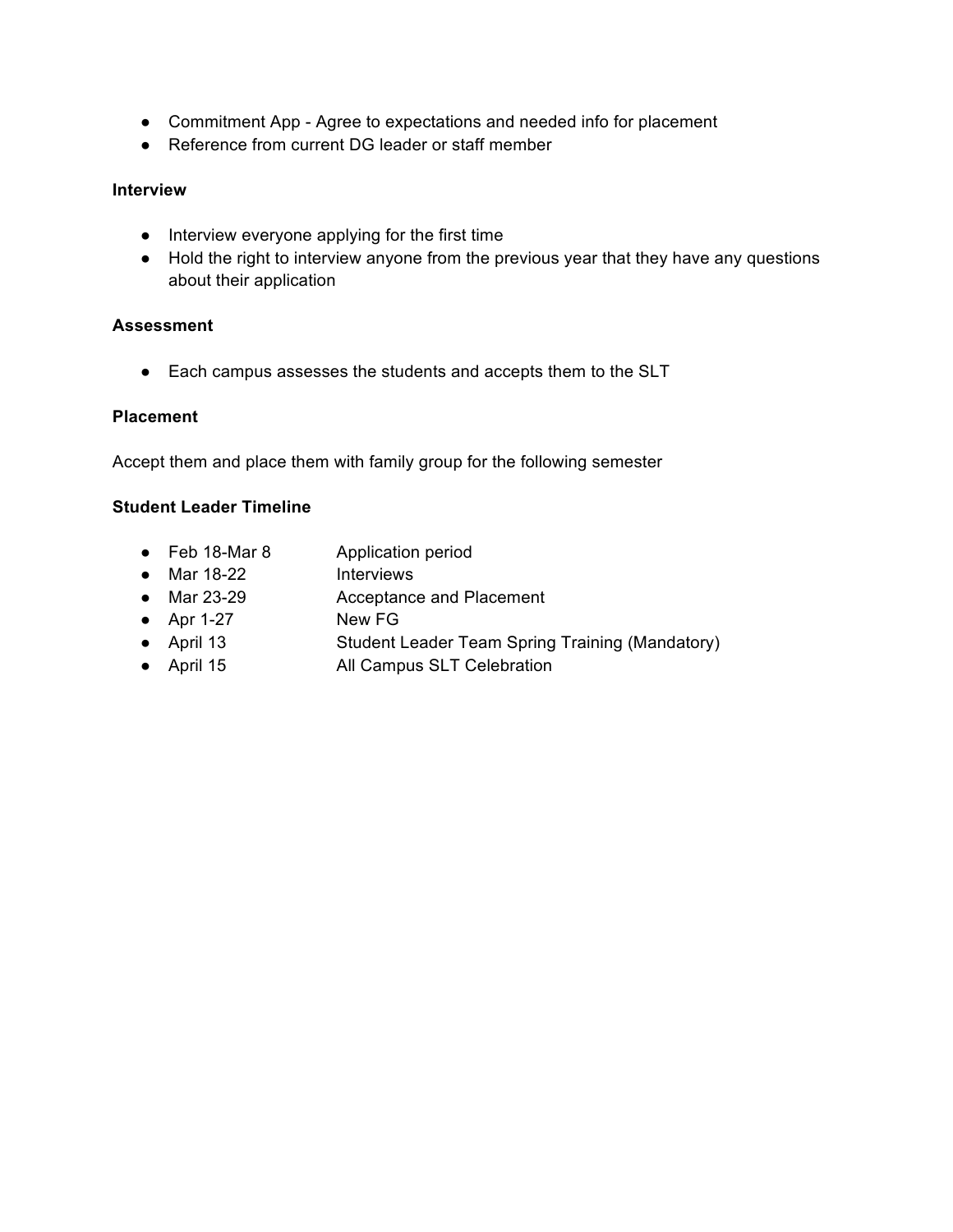- Commitment App - Agree to expectations and needed info for placement
- Reference from current DG leader or staff member

**Interview**

- Interview everyone applying for the first time
- Hold the right to interview anyone from the previous year that they have any questions about their application

**Assessment**

- Each campus assesses the students and accepts them to the SLT

**Placement**

Accept them and place them with family group for the following semester

**Student Leader Timeline**

| | |
|---|---|
| Feb 18-Mar 8 | Application period |
| Mar 18-22 | Interviews |
| Mar 23-29 | Acceptance and Placement |
| Apr 1-27 | New FG |
| April 13 | Student Leader Team Spring Training (Mandatory) |
| April 15 | All Campus SLT Celebration |